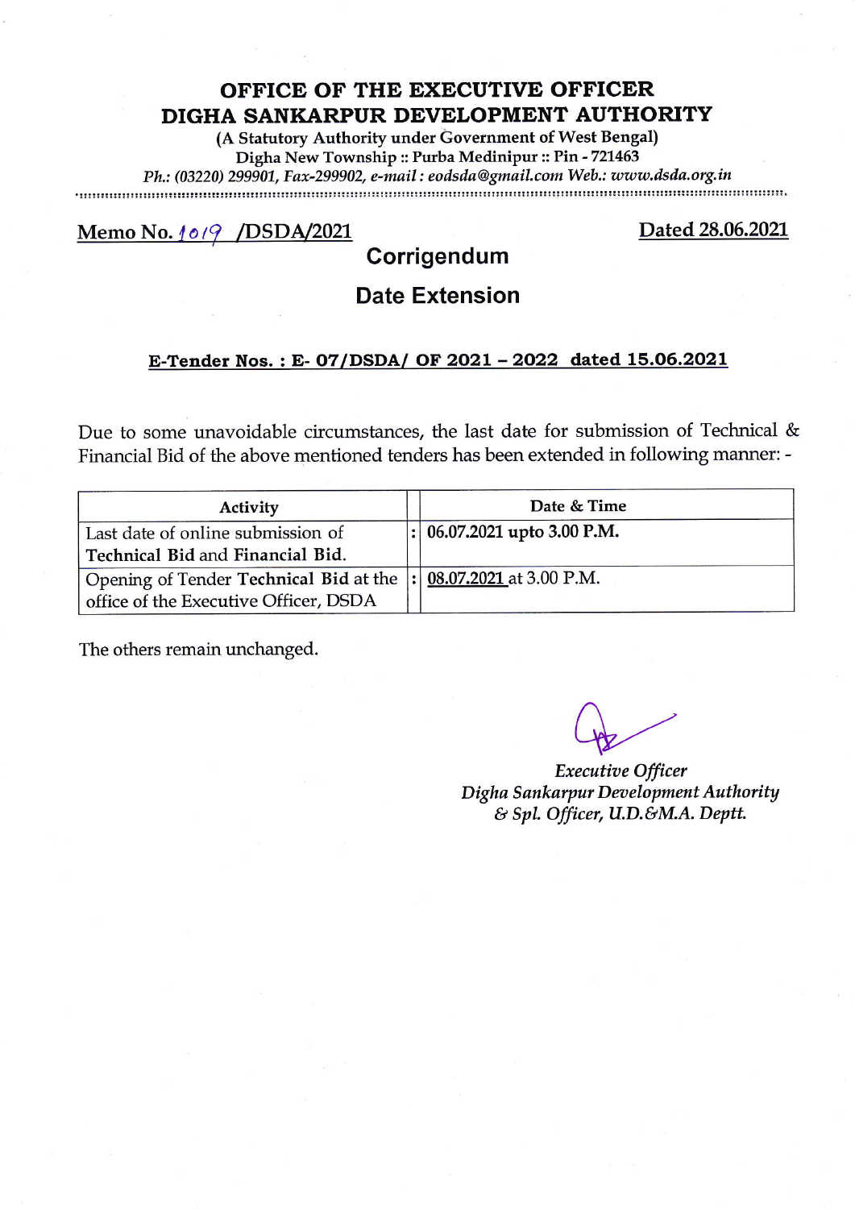# OFFICE OF THE EXECUTIVE OFFICER
# DIGHA SANKARPUR DEVELOPMENT AUTHORITY

**(A Statutory Authority under Government of West Bengal)**
**Digha New Township :: Purba Medinipur :: Pin - 721463**
*Ph.: (03220) 299901, Fax-299902, e-mail : eodsda@gmail.com Web.: www.dsda.org.in*

**Memo No. 1019 /DSDA/2021** **Dated 28.06.2021**

## Corrigendum

## Date Extension

**E-Tender Nos. : E- 07/DSDA/ OF 2021 – 2022 dated 15.06.2021**

Due to some unavoidable circumstances, the last date for submission of Technical & Financial Bid of the above mentioned tenders has been extended in following manner: -

| Activity | | Date & Time |
|---|---|---|
| Last date of online submission of **Technical Bid** and **Financial Bid.** | : | **06.07.2021 upto 3.00 P.M.** |
| Opening of Tender **Technical Bid** at the office of the Executive Officer, DSDA | : | 08.07.2021 at 3.00 P.M. |

The others remain unchanged.

*Executive Officer*
*Digha Sankarpur Development Authority*
*& Spl. Officer, U.D.&M.A. Deptt.*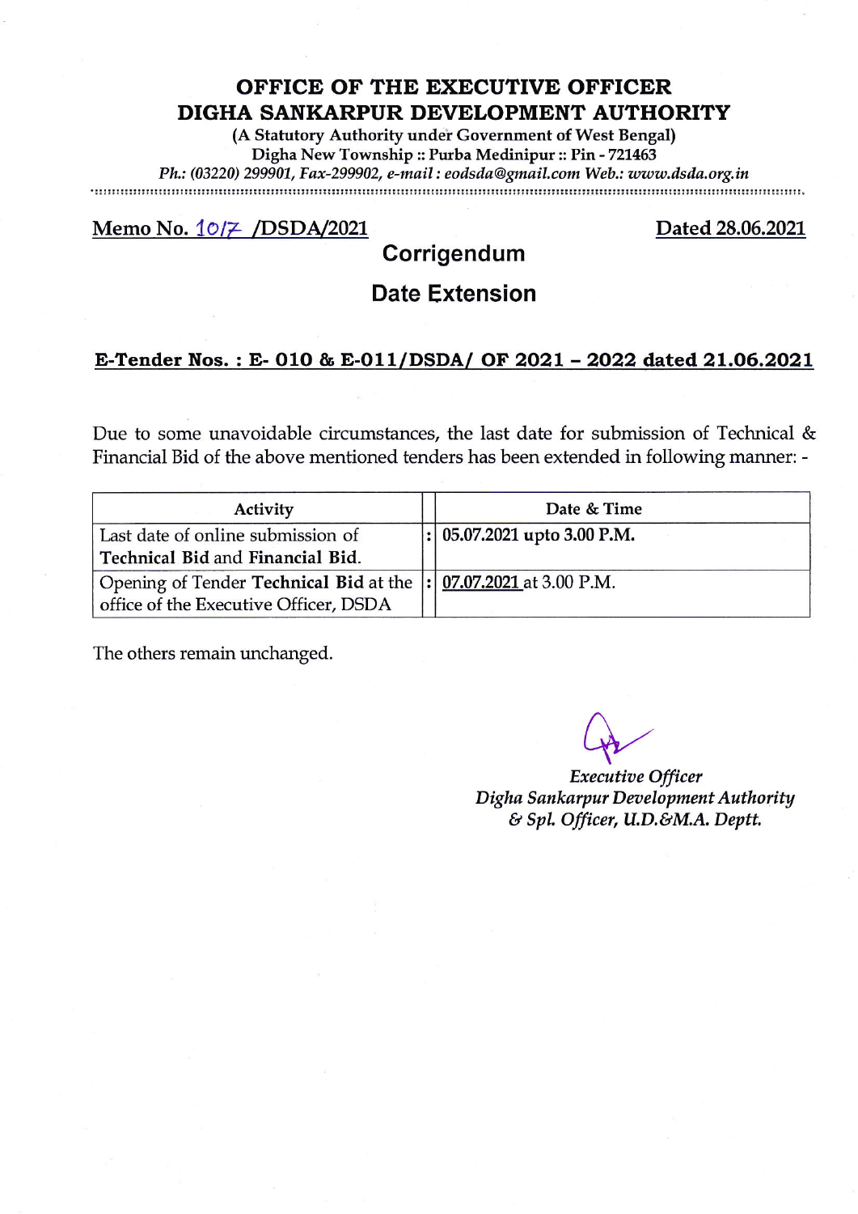# OFFICE OF THE EXECUTIVE OFFICER
# DIGHA SANKARPUR DEVELOPMENT AUTHORITY

**(A Statutory Authority under Government of West Bengal)**
**Digha New Township :: Purba Medinipur :: Pin - 721463**
*Ph.: (03220) 299901, Fax-299902, e-mail : eodsda@gmail.com Web.: www.dsda.org.in*

**Memo No. 1017 /DSDA/2021** **Dated 28.06.2021**

## Corrigendum

## Date Extension

**E-Tender Nos. : E- 010 & E-011/DSDA/ OF 2021 – 2022 dated 21.06.2021**

Due to some unavoidable circumstances, the last date for submission of Technical & Financial Bid of the above mentioned tenders has been extended in following manner: -

| Activity | | Date & Time |
|---|---|---|
| Last date of online submission of **Technical Bid** and **Financial Bid**. | : | **05.07.2021 upto 3.00 P.M.** |
| Opening of Tender **Technical Bid** at the office of the Executive Officer, DSDA | : | 07.07.2021 at 3.00 P.M. |

The others remain unchanged.

*Executive Officer*
*Digha Sankarpur Development Authority*
*& Spl. Officer, U.D.&M.A. Deptt.*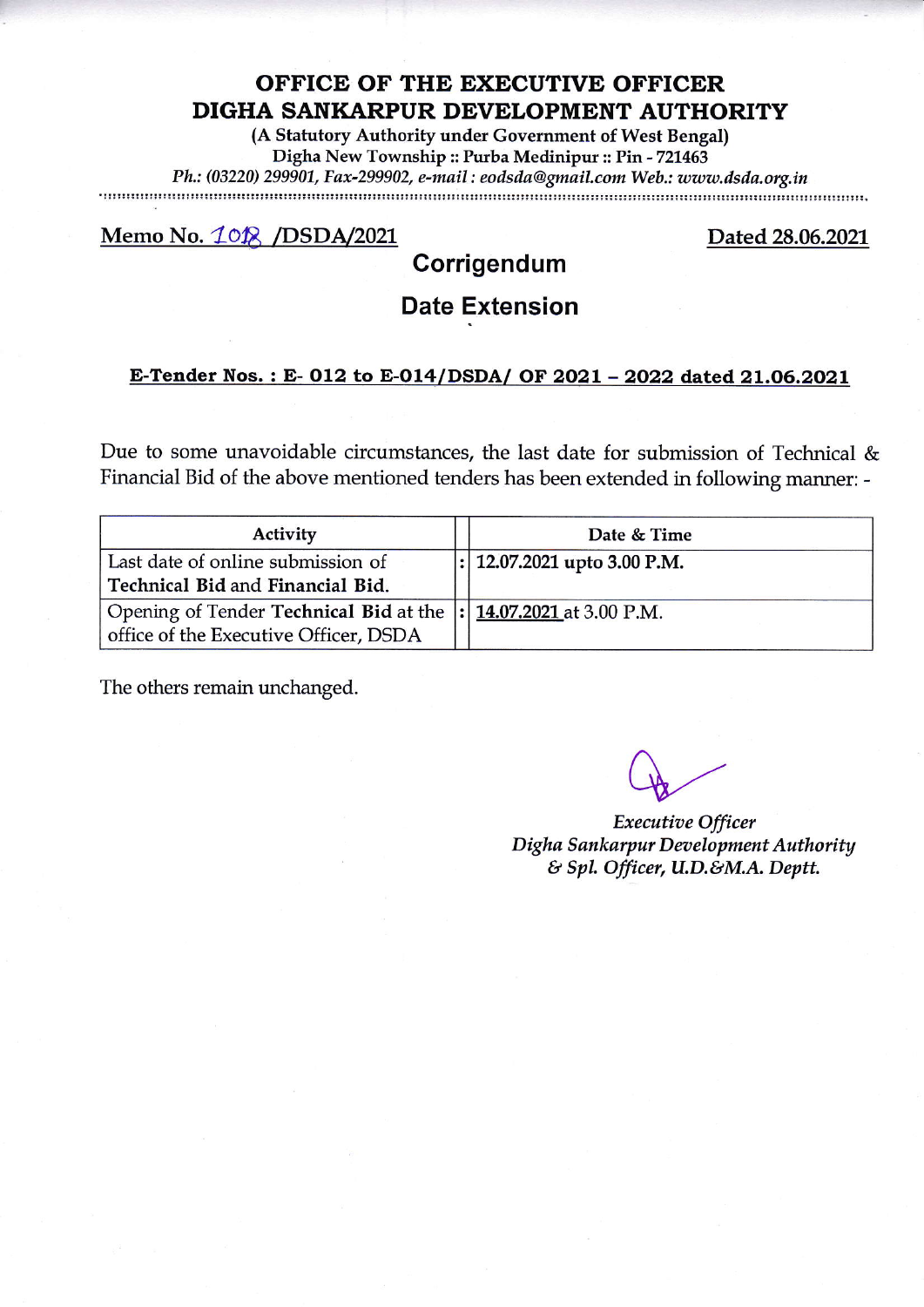# OFFICE OF THE EXECUTIVE OFFICER
# DIGHA SANKARPUR DEVELOPMENT AUTHORITY

**(A Statutory Authority under Government of West Bengal)**
**Digha New Township :: Purba Medinipur :: Pin - 721463**
*Ph.: (03220) 299901, Fax-299902, e-mail : eodsda@gmail.com Web.: www.dsda.org.in*

**Memo No. 1018 /DSDA/2021** **Dated 28.06.2021**

## Corrigendum

## Date Extension

**E-Tender Nos. : E- 012 to E-014/DSDA/ OF 2021 – 2022 dated 21.06.2021**

Due to some unavoidable circumstances, the last date for submission of Technical & Financial Bid of the above mentioned tenders has been extended in following manner: -

| Activity | | Date & Time |
|---|---|---|
| Last date of online submission of **Technical Bid** and **Financial Bid.** | : | **12.07.2021 upto 3.00 P.M.** |
| Opening of Tender **Technical Bid** at the office of the Executive Officer, DSDA | : | **14.07.2021** at 3.00 P.M. |

The others remain unchanged.

*Executive Officer*
*Digha Sankarpur Development Authority*
*& Spl. Officer, U.D.&M.A. Deptt.*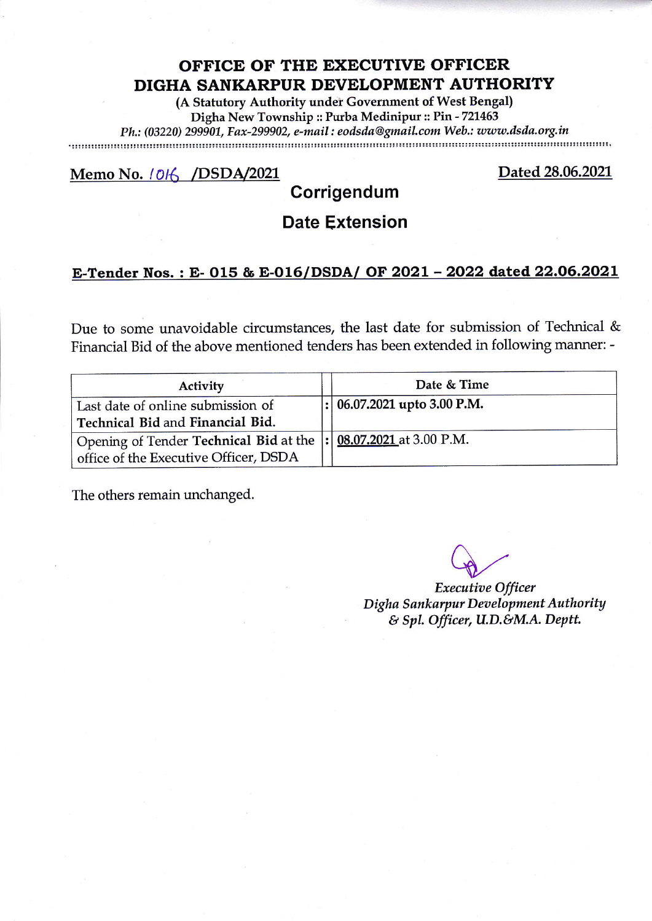# OFFICE OF THE EXECUTIVE OFFICER
# DIGHA SANKARPUR DEVELOPMENT AUTHORITY

(A Statutory Authority under Government of West Bengal)
Digha New Township :: Purba Medinipur :: Pin - 721463
*Ph.: (03220) 299901, Fax-299902, e-mail : eodsda@gmail.com Web.: www.dsda.org.in*

Memo No. 1016 /DSDA/2021 — Dated 28.06.2021

## Corrigendum

## Date Extension

**E-Tender Nos. : E- 015 & E-016/DSDA/ OF 2021 – 2022 dated 22.06.2021**

Due to some unavoidable circumstances, the last date for submission of Technical & Financial Bid of the above mentioned tenders has been extended in following manner: -

| Activity | | Date & Time |
|---|---|---|
| Last date of online submission of **Technical Bid** and **Financial Bid.** | : | **06.07.2021 upto 3.00 P.M.** |
| Opening of Tender **Technical Bid** at the office of the Executive Officer, DSDA | : | 08.07.2021 at 3.00 P.M. |

The others remain unchanged.

*Executive Officer*
*Digha Sankarpur Development Authority*
*& Spl. Officer, U.D.&M.A. Deptt.*